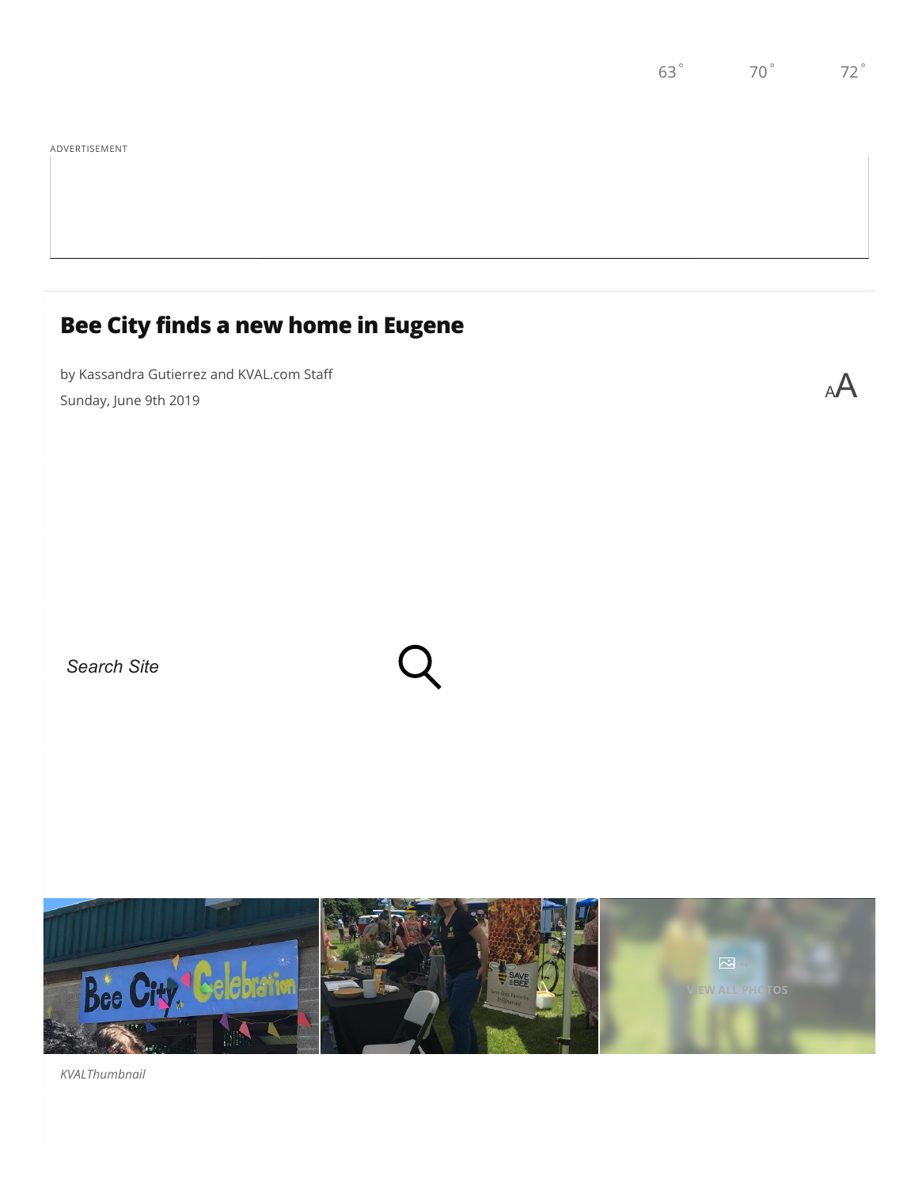# Bee City finds a new home in Eugene

by Kassandra Gutierrez and KVAL.com Staff

Sunday, June 9th 2019

*KVALThumbnail*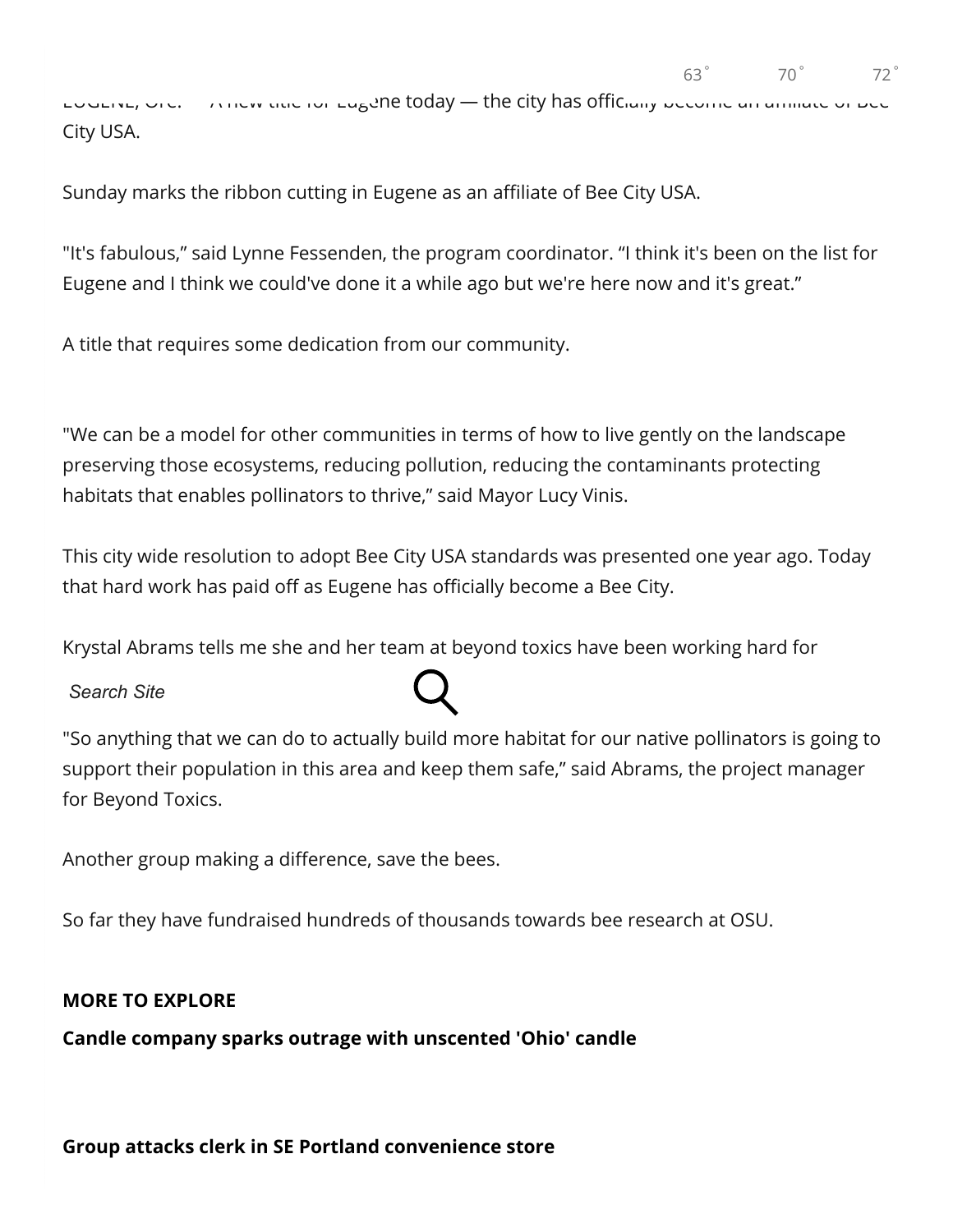EUGENE, Ore. — A new title for Eugene today — the city has officially become an affiliate of Bee City USA.

Sunday marks the ribbon cutting in Eugene as an affiliate of Bee City USA.

"It's fabulous," said Lynne Fessenden, the program coordinator. "I think it's been on the list for Eugene and I think we could've done it a while ago but we're here now and it's great."

A title that requires some dedication from our community.

"We can be a model for other communities in terms of how to live gently on the landscape preserving those ecosystems, reducing pollution, reducing the contaminants protecting habitats that enables pollinators to thrive," said Mayor Lucy Vinis.

This city wide resolution to adopt Bee City USA standards was presented one year ago. Today that hard work has paid off as Eugene has officially become a Bee City.

Krystal Abrams tells me she and her team at beyond toxics have been working hard for

"So anything that we can do to actually build more habitat for our native pollinators is going to support their population in this area and keep them safe," said Abrams, the project manager for Beyond Toxics.

Another group making a difference, save the bees.

So far they have fundraised hundreds of thousands towards bee research at OSU.

**MORE TO EXPLORE**

**Candle company sparks outrage with unscented 'Ohio' candle**

**Group attacks clerk in SE Portland convenience store**